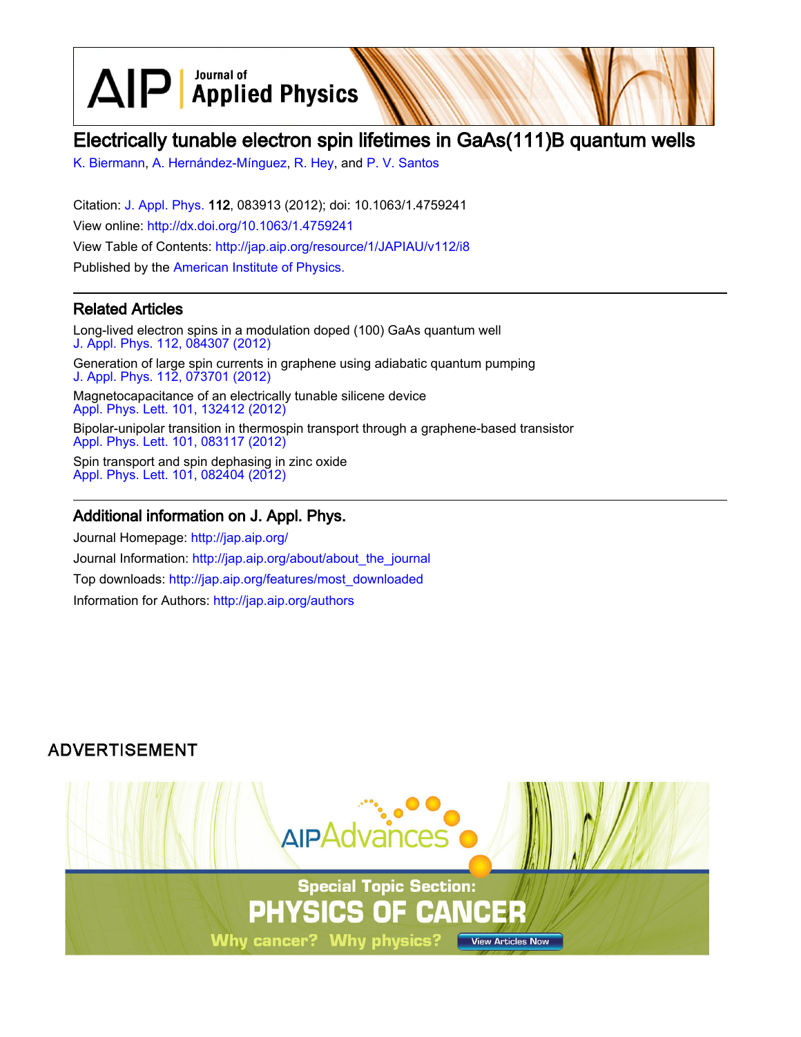# Electrically tunable electron spin lifetimes in GaAs(111)B quantum wells

K. Biermann, A. Hernández-Mínguez, R. Hey, and P. V. Santos

Citation: J. Appl. Phys. **112**, 083913 (2012); doi: 10.1063/1.4759241

View online: http://dx.doi.org/10.1063/1.4759241

View Table of Contents: http://jap.aip.org/resource/1/JAPIAU/v112/i8

Published by the American Institute of Physics.

## Related Articles

Long-lived electron spins in a modulation doped (100) GaAs quantum well
J. Appl. Phys. 112, 084307 (2012)

Generation of large spin currents in graphene using adiabatic quantum pumping
J. Appl. Phys. 112, 073701 (2012)

Magnetocapacitance of an electrically tunable silicene device
Appl. Phys. Lett. 101, 132412 (2012)

Bipolar-unipolar transition in thermospin transport through a graphene-based transistor
Appl. Phys. Lett. 101, 083117 (2012)

Spin transport and spin dephasing in zinc oxide
Appl. Phys. Lett. 101, 082404 (2012)

## Additional information on J. Appl. Phys.

Journal Homepage: http://jap.aip.org/

Journal Information: http://jap.aip.org/about/about_the_journal

Top downloads: http://jap.aip.org/features/most_downloaded

Information for Authors: http://jap.aip.org/authors

ADVERTISEMENT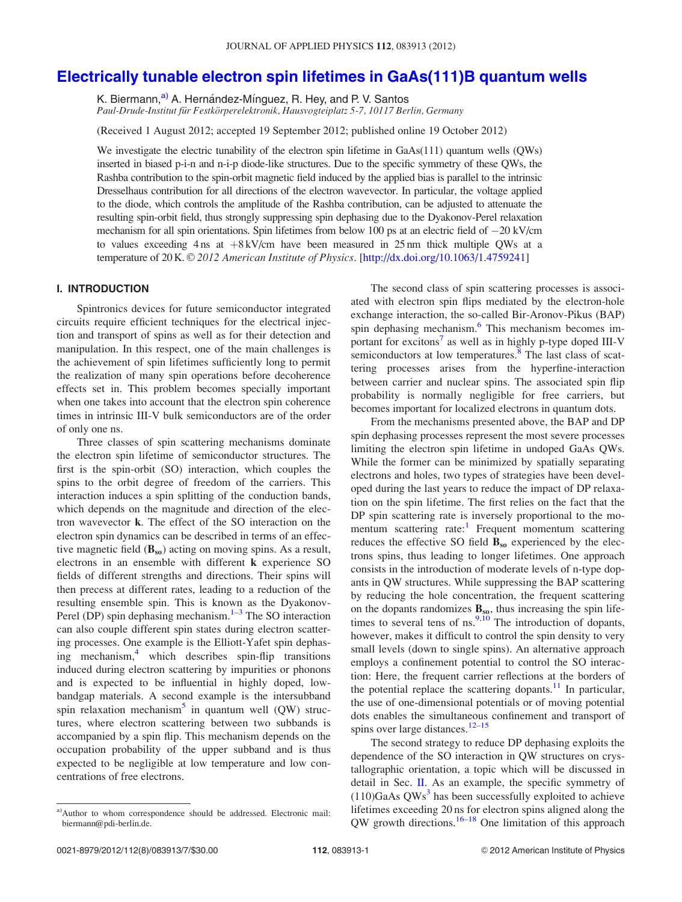# Electrically tunable electron spin lifetimes in GaAs(111)B quantum wells

K. Biermann,[a] A. Hernández-Mínguez, R. Hey, and P. V. Santos

*Paul-Drude-Institut für Festkörperelektronik, Hausvogteiplatz 5-7, 10117 Berlin, Germany*

(Received 1 August 2012; accepted 19 September 2012; published online 19 October 2012)

We investigate the electric tunability of the electron spin lifetime in GaAs(111) quantum wells (QWs) inserted in biased p-i-n and n-i-p diode-like structures. Due to the specific symmetry of these QWs, the Rashba contribution to the spin-orbit magnetic field induced by the applied bias is parallel to the intrinsic Dresselhaus contribution for all directions of the electron wavevector. In particular, the voltage applied to the diode, which controls the amplitude of the Rashba contribution, can be adjusted to attenuate the resulting spin-orbit field, thus strongly suppressing spin dephasing due to the Dyakonov-Perel relaxation mechanism for all spin orientations. Spin lifetimes from below 100 ps at an electric field of −20 kV/cm to values exceeding 4 ns at +8 kV/cm have been measured in 25 nm thick multiple QWs at a temperature of 20 K. *© 2012 American Institute of Physics*. [http://dx.doi.org/10.1063/1.4759241]

## I. INTRODUCTION

Spintronics devices for future semiconductor integrated circuits require efficient techniques for the electrical injection and transport of spins as well as for their detection and manipulation. In this respect, one of the main challenges is the achievement of spin lifetimes sufficiently long to permit the realization of many spin operations before decoherence effects set in. This problem becomes specially important when one takes into account that the electron spin coherence times in intrinsic III-V bulk semiconductors are of the order of only one ns.

Three classes of spin scattering mechanisms dominate the electron spin lifetime of semiconductor structures. The first is the spin-orbit (SO) interaction, which couples the spins to the orbit degree of freedom of the carriers. This interaction induces a spin splitting of the conduction bands, which depends on the magnitude and direction of the electron wavevector **k**. The effect of the SO interaction on the electron spin dynamics can be described in terms of an effective magnetic field ($\mathbf{B}_{so}$) acting on moving spins. As a result, electrons in an ensemble with different **k** experience SO fields of different strengths and directions. Their spins will then precess at different rates, leading to a reduction of the resulting ensemble spin. This is known as the Dyakonov-Perel (DP) spin dephasing mechanism.[1–3] The SO interaction can also couple different spin states during electron scattering processes. One example is the Elliott-Yafet spin dephasing mechanism,[4] which describes spin-flip transitions induced during electron scattering by impurities or phonons and is expected to be influential in highly doped, low-bandgap materials. A second example is the intersubband spin relaxation mechanism[5] in quantum well (QW) structures, where electron scattering between two subbands is accompanied by a spin flip. This mechanism depends on the occupation probability of the upper subband and is thus expected to be negligible at low temperature and low concentrations of free electrons.

The second class of spin scattering processes is associated with electron spin flips mediated by the electron-hole exchange interaction, the so-called Bir-Aronov-Pikus (BAP) spin dephasing mechanism.[6] This mechanism becomes important for excitons[7] as well as in highly p-type doped III-V semiconductors at low temperatures.[8] The last class of scattering processes arises from the hyperfine-interaction between carrier and nuclear spins. The associated spin flip probability is normally negligible for free carriers, but becomes important for localized electrons in quantum dots.

From the mechanisms presented above, the BAP and DP spin dephasing processes represent the most severe processes limiting the electron spin lifetime in undoped GaAs QWs. While the former can be minimized by spatially separating electrons and holes, two types of strategies have been developed during the last years to reduce the impact of DP relaxation on the spin lifetime. The first relies on the fact that the DP spin scattering rate is inversely proportional to the momentum scattering rate:[1] Frequent momentum scattering reduces the effective SO field $\mathbf{B}_{so}$ experienced by the electrons spins, thus leading to longer lifetimes. One approach consists in the introduction of moderate levels of n-type dopants in QW structures. While suppressing the BAP scattering by reducing the hole concentration, the frequent scattering on the dopants randomizes $\mathbf{B}_{so}$, thus increasing the spin lifetimes to several tens of ns.[9,10] The introduction of dopants, however, makes it difficult to control the spin density to very small levels (down to single spins). An alternative approach employs a confinement potential to control the SO interaction: Here, the frequent carrier reflections at the borders of the potential replace the scattering dopants.[11] In particular, the use of one-dimensional potentials or of moving potential dots enables the simultaneous confinement and transport of spins over large distances.[12–15]

The second strategy to reduce DP dephasing exploits the dependence of the SO interaction in QW structures on crystallographic orientation, a topic which will be discussed in detail in Sec. II. As an example, the specific symmetry of (110)GaAs QWs[3] has been successfully exploited to achieve lifetimes exceeding 20 ns for electron spins aligned along the QW growth directions.[16–18] One limitation of this approach

---

[a] Author to whom correspondence should be addressed. Electronic mail: biermann@pdi-berlin.de.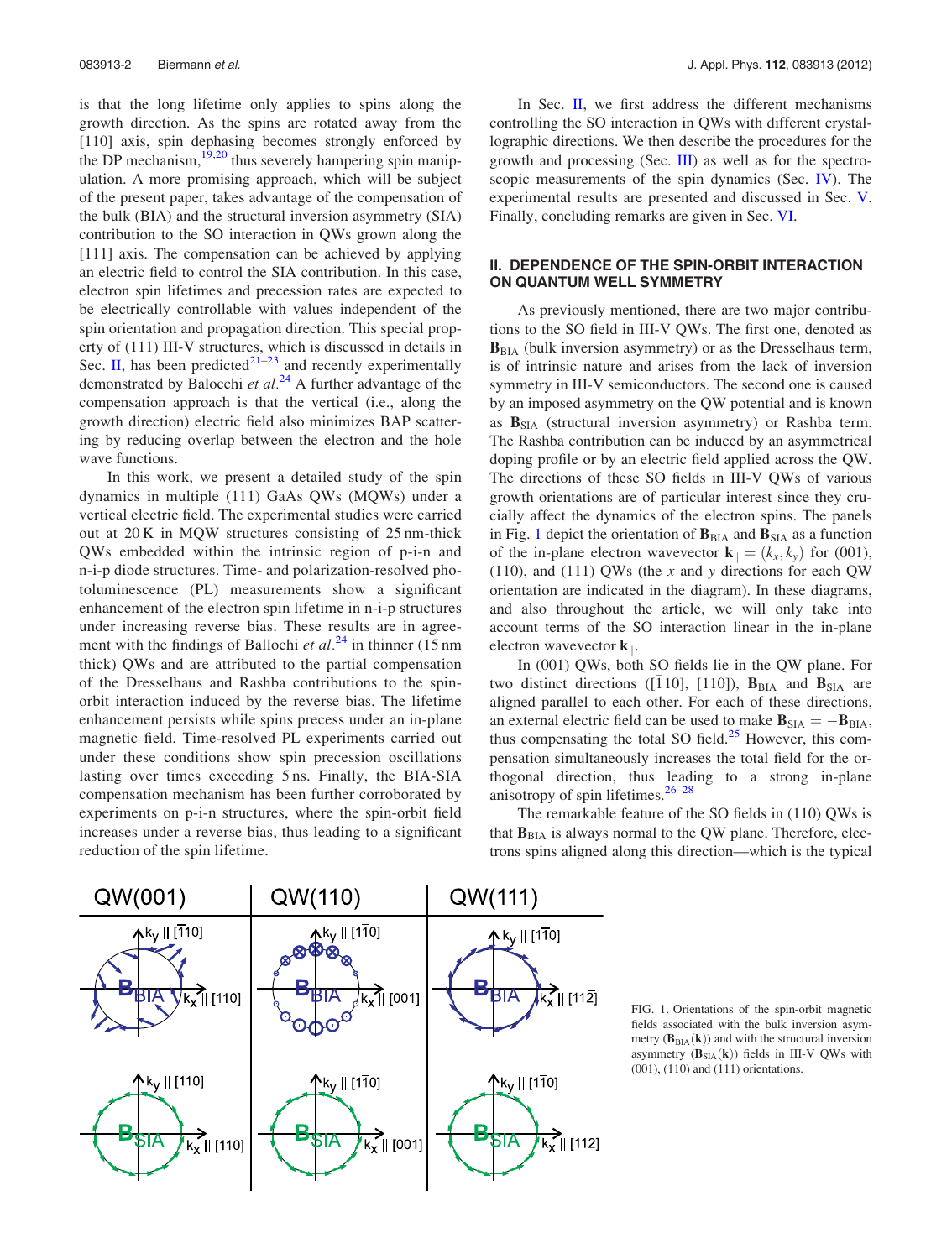is that the long lifetime only applies to spins along the growth direction. As the spins are rotated away from the [110] axis, spin dephasing becomes strongly enforced by the DP mechanism,[19,20] thus severely hampering spin manipulation. A more promising approach, which will be subject of the present paper, takes advantage of the compensation of the bulk (BIA) and the structural inversion asymmetry (SIA) contribution to the SO interaction in QWs grown along the [111] axis. The compensation can be achieved by applying an electric field to control the SIA contribution. In this case, electron spin lifetimes and precession rates are expected to be electrically controllable with values independent of the spin orientation and propagation direction. This special property of (111) III-V structures, which is discussed in details in Sec. II, has been predicted[21–23] and recently experimentally demonstrated by Balocchi *et al.*[24] A further advantage of the compensation approach is that the vertical (i.e., along the growth direction) electric field also minimizes BAP scattering by reducing overlap between the electron and the hole wave functions.

In this work, we present a detailed study of the spin dynamics in multiple (111) GaAs QWs (MQWs) under a vertical electric field. The experimental studies were carried out at 20 K in MQW structures consisting of 25 nm-thick QWs embedded within the intrinsic region of p-i-n and n-i-p diode structures. Time- and polarization-resolved photoluminescence (PL) measurements show a significant enhancement of the electron spin lifetime in n-i-p structures under increasing reverse bias. These results are in agreement with the findings of Ballochi *et al.*[24] in thinner (15 nm thick) QWs and are attributed to the partial compensation of the Dresselhaus and Rashba contributions to the spin-orbit interaction induced by the reverse bias. The lifetime enhancement persists while spins precess under an in-plane magnetic field. Time-resolved PL experiments carried out under these conditions show spin precession oscillations lasting over times exceeding 5 ns. Finally, the BIA-SIA compensation mechanism has been further corroborated by experiments on p-i-n structures, where the spin-orbit field increases under a reverse bias, thus leading to a significant reduction of the spin lifetime.

In Sec. II, we first address the different mechanisms controlling the SO interaction in QWs with different crystallographic directions. We then describe the procedures for the growth and processing (Sec. III) as well as for the spectroscopic measurements of the spin dynamics (Sec. IV). The experimental results are presented and discussed in Sec. V. Finally, concluding remarks are given in Sec. VI.

## II. DEPENDENCE OF THE SPIN-ORBIT INTERACTION ON QUANTUM WELL SYMMETRY

As previously mentioned, there are two major contributions to the SO field in III-V QWs. The first one, denoted as $\mathbf{B}_{\mathrm{BIA}}$ (bulk inversion asymmetry) or as the Dresselhaus term, is of intrinsic nature and arises from the lack of inversion symmetry in III-V semiconductors. The second one is caused by an imposed asymmetry on the QW potential and is known as $\mathbf{B}_{\mathrm{SIA}}$ (structural inversion asymmetry) or Rashba term. The Rashba contribution can be induced by an asymmetrical doping profile or by an electric field applied across the QW. The directions of these SO fields in III-V QWs of various growth orientations are of particular interest since they crucially affect the dynamics of the electron spins. The panels in Fig. 1 depict the orientation of $\mathbf{B}_{\mathrm{BIA}}$ and $\mathbf{B}_{\mathrm{SIA}}$ as a function of the in-plane electron wavevector $\mathbf{k}_{\parallel} = (k_x, k_y)$ for (001), (110), and (111) QWs (the $x$ and $y$ directions for each QW orientation are indicated in the diagram). In these diagrams, and also throughout the article, we will only take into account terms of the SO interaction linear in the in-plane electron wavevector $\mathbf{k}_{\parallel}$.

In (001) QWs, both SO fields lie in the QW plane. For two distinct directions ([$\bar{1}$10], [110]), $\mathbf{B}_{\mathrm{BIA}}$ and $\mathbf{B}_{\mathrm{SIA}}$ are aligned parallel to each other. For each of these directions, an external electric field can be used to make $\mathbf{B}_{\mathrm{SIA}} = -\mathbf{B}_{\mathrm{BIA}}$, thus compensating the total SO field.[25] However, this compensation simultaneously increases the total field for the orthogonal direction, thus leading to a strong in-plane anisotropy of spin lifetimes.[26–28]

The remarkable feature of the SO fields in (110) QWs is that $\mathbf{B}_{\mathrm{BIA}}$ is always normal to the QW plane. Therefore, electrons spins aligned along this direction—which is the typical

FIG. 1. Orientations of the spin-orbit magnetic fields associated with the bulk inversion asymmetry ($\mathbf{B}_{\mathrm{BIA}}(\mathbf{k})$) and with the structural inversion asymmetry ($\mathbf{B}_{\mathrm{SIA}}(\mathbf{k})$) fields in III-V QWs with (001), (110) and (111) orientations.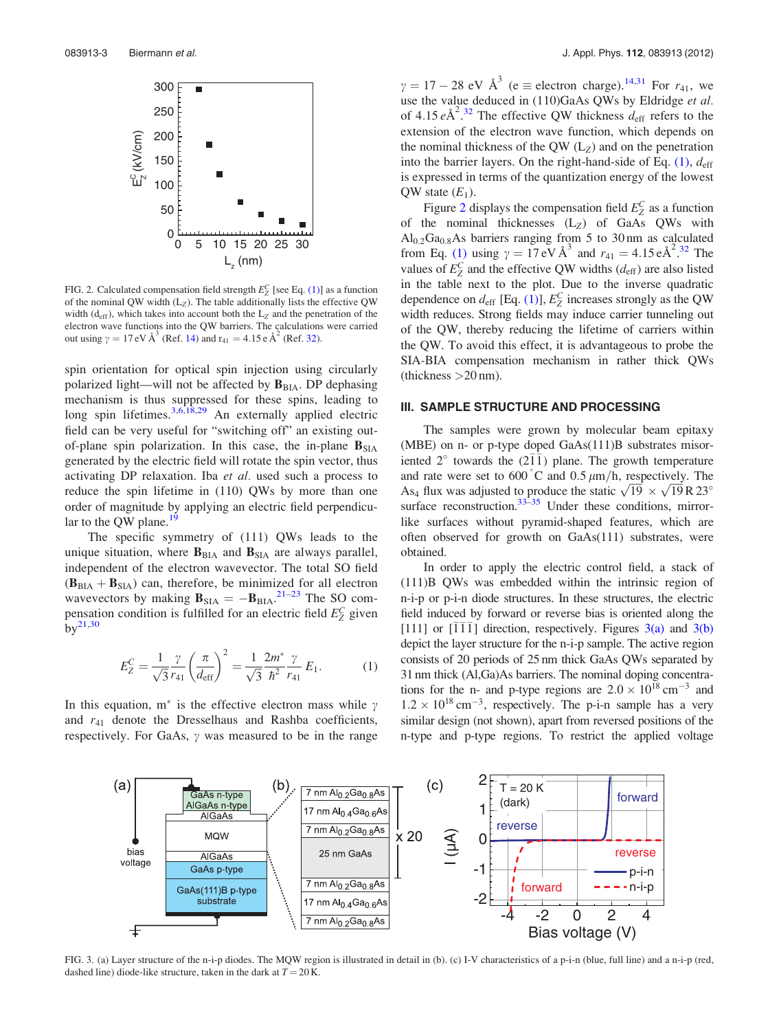FIG. 2. Calculated compensation field strength $E_Z^C$ [see Eq. (1)] as a function of the nominal QW width ($L_Z$). The table additionally lists the effective QW width ($d_{eff}$), which takes into account both the $L_Z$ and the penetration of the electron wave functions into the QW barriers. The calculations were carried out using $\gamma = 17\,\text{eV}\,\text{Å}^3$ (Ref. 14) and $r_{41} = 4.15\,e\,\text{Å}^2$ (Ref. 32).

spin orientation for optical spin injection using circularly polarized light—will not be affected by $\mathbf{B}_{BIA}$. DP dephasing mechanism is thus suppressed for these spins, leading to long spin lifetimes.[3,6,18,29] An externally applied electric field can be very useful for "switching off" an existing out-of-plane spin polarization. In this case, the in-plane $\mathbf{B}_{SIA}$ generated by the electric field will rotate the spin vector, thus activating DP relaxation. Iba *et al.* used such a process to reduce the spin lifetime in (110) QWs by more than one order of magnitude by applying an electric field perpendicular to the QW plane.[19]

The specific symmetry of (111) QWs leads to the unique situation, where $\mathbf{B}_{BIA}$ and $\mathbf{B}_{SIA}$ are always parallel, independent of the electron wavevector. The total SO field ($\mathbf{B}_{BIA} + \mathbf{B}_{SIA}$) can, therefore, be minimized for all electron wavevectors by making $\mathbf{B}_{SIA} = -\mathbf{B}_{BIA}$.[21–23] The SO compensation condition is fulfilled for an electric field $E_Z^C$ given by[21,30]

$$E_Z^C = \frac{1}{\sqrt{3}}\frac{\gamma}{r_{41}}\left(\frac{\pi}{d_{eff}}\right)^2 = \frac{1}{\sqrt{3}}\frac{2m^*}{\hbar^2}\frac{\gamma}{r_{41}}E_1. \tag{1}$$

In this equation, $m^*$ is the effective electron mass while $\gamma$ and $r_{41}$ denote the Dresselhaus and Rashba coefficients, respectively. For GaAs, $\gamma$ was measured to be in the range $\gamma = 17 - 28$ eV Å$^3$ ($e \equiv$ electron charge).[14,31] For $r_{41}$, we use the value deduced in (110)GaAs QWs by Eldridge *et al.* of $4.15\,e\text{Å}^2$.[32] The effective QW thickness $d_{eff}$ refers to the extension of the electron wave function, which depends on the nominal thickness of the QW ($L_Z$) and on the penetration into the barrier layers. On the right-hand-side of Eq. (1), $d_{eff}$ is expressed in terms of the quantization energy of the lowest QW state ($E_1$).

Figure 2 displays the compensation field $E_Z^C$ as a function of the nominal thicknesses ($L_Z$) of GaAs QWs with $Al_{0.2}Ga_{0.8}As$ barriers ranging from 5 to 30 nm as calculated from Eq. (1) using $\gamma = 17\,\text{eV}\,\text{Å}^3$ and $r_{41} = 4.15\,e\text{Å}^2$.[32] The values of $E_Z^C$ and the effective QW widths ($d_{eff}$) are also listed in the table next to the plot. Due to the inverse quadratic dependence on $d_{eff}$ [Eq. (1)], $E_Z^C$ increases strongly as the QW width reduces. Strong fields may induce carrier tunneling out of the QW, thereby reducing the lifetime of carriers within the QW. To avoid this effect, it is advantageous to probe the SIA-BIA compensation mechanism in rather thick QWs (thickness >20 nm).

## III. SAMPLE STRUCTURE AND PROCESSING

The samples were grown by molecular beam epitaxy (MBE) on n- or p-type doped GaAs(111)B substrates misoriented 2° towards the $(2\bar{1}\bar{1})$ plane. The growth temperature and rate were set to 600 °C and 0.5 μm/h, respectively. The $As_4$ flux was adjusted to produce the static $\sqrt{19} \times \sqrt{19}\,R\,23°$ surface reconstruction.[33–35] Under these conditions, mirror-like surfaces without pyramid-shaped features, which are often observed for growth on GaAs(111) substrates, were obtained.

In order to apply the electric control field, a stack of (111)B QWs was embedded within the intrinsic region of n-i-p or p-i-n diode structures. In these structures, the electric field induced by forward or reverse bias is oriented along the [111] or $[\bar{1}\bar{1}\bar{1}]$ direction, respectively. Figures 3(a) and 3(b) depict the layer structure for the n-i-p sample. The active region consists of 20 periods of 25 nm thick GaAs QWs separated by 31 nm thick (Al,Ga)As barriers. The nominal doping concentrations for the n- and p-type regions are $2.0 \times 10^{18}$ cm$^{-3}$ and $1.2 \times 10^{18}$ cm$^{-3}$, respectively. The p-i-n sample has a very similar design (not shown), apart from reversed positions of the n-type and p-type regions. To restrict the applied voltage

FIG. 3. (a) Layer structure of the n-i-p diodes. The MQW region is illustrated in detail in (b). (c) I-V characteristics of a p-i-n (blue, full line) and a n-i-p (red, dashed line) diode-like structure, taken in the dark at $T = 20$ K.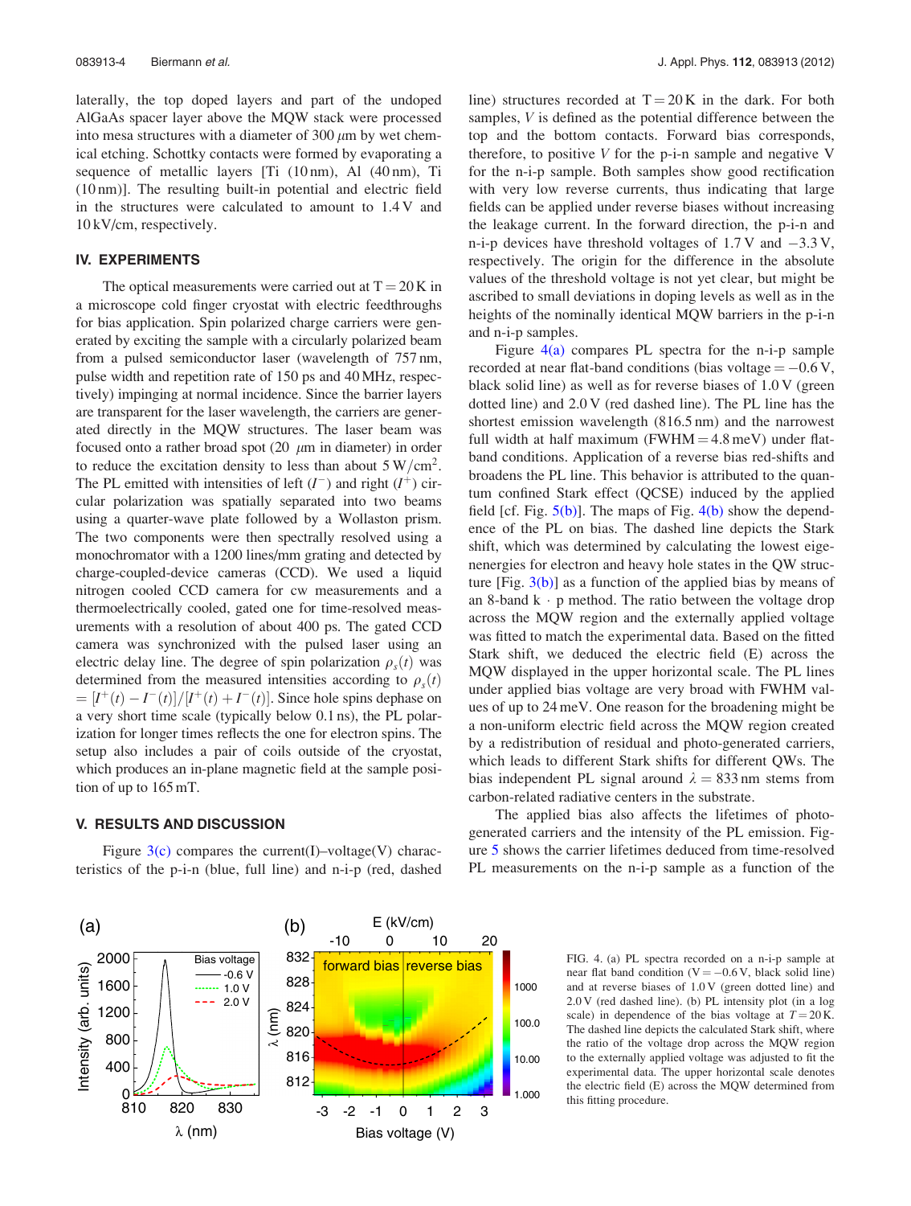laterally, the top doped layers and part of the undoped AlGaAs spacer layer above the MQW stack were processed into mesa structures with a diameter of 300 $\mu$m by wet chemical etching. Schottky contacts were formed by evaporating a sequence of metallic layers [Ti (10 nm), Al (40 nm), Ti (10 nm)]. The resulting built-in potential and electric field in the structures were calculated to amount to 1.4 V and 10 kV/cm, respectively.

## IV. EXPERIMENTS

The optical measurements were carried out at T = 20 K in a microscope cold finger cryostat with electric feedthroughs for bias application. Spin polarized charge carriers were generated by exciting the sample with a circularly polarized beam from a pulsed semiconductor laser (wavelength of 757 nm, pulse width and repetition rate of 150 ps and 40 MHz, respectively) impinging at normal incidence. Since the barrier layers are transparent for the laser wavelength, the carriers are generated directly in the MQW structures. The laser beam was focused onto a rather broad spot (20 $\mu$m in diameter) in order to reduce the excitation density to less than about 5 W/cm$^2$. The PL emitted with intensities of left ($I^-$) and right ($I^+$) circular polarization was spatially separated into two beams using a quarter-wave plate followed by a Wollaston prism. The two components were then spectrally resolved using a monochromator with a 1200 lines/mm grating and detected by charge-coupled-device cameras (CCD). We used a liquid nitrogen cooled CCD camera for cw measurements and a thermoelectrically cooled, gated one for time-resolved measurements with a resolution of about 400 ps. The gated CCD camera was synchronized with the pulsed laser using an electric delay line. The degree of spin polarization $\rho_s(t)$ was determined from the measured intensities according to $\rho_s(t) = [I^+(t) - I^-(t)]/[I^+(t) + I^-(t)]$. Since hole spins dephase on a very short time scale (typically below 0.1 ns), the PL polarization for longer times reflects the one for electron spins. The setup also includes a pair of coils outside of the cryostat, which produces an in-plane magnetic field at the sample position of up to 165 mT.

## V. RESULTS AND DISCUSSION

Figure 3(c) compares the current(I)–voltage(V) characteristics of the p-i-n (blue, full line) and n-i-p (red, dashed line) structures recorded at T = 20 K in the dark. For both samples, $V$ is defined as the potential difference between the top and the bottom contacts. Forward bias corresponds, therefore, to positive $V$ for the p-i-n sample and negative V for the n-i-p sample. Both samples show good rectification with very low reverse currents, thus indicating that large fields can be applied under reverse biases without increasing the leakage current. In the forward direction, the p-i-n and n-i-p devices have threshold voltages of 1.7 V and −3.3 V, respectively. The origin for the difference in the absolute values of the threshold voltage is not yet clear, but might be ascribed to small deviations in doping levels as well as in the heights of the nominally identical MQW barriers in the p-i-n and n-i-p samples.

Figure 4(a) compares PL spectra for the n-i-p sample recorded at near flat-band conditions (bias voltage = −0.6 V, black solid line) as well as for reverse biases of 1.0 V (green dotted line) and 2.0 V (red dashed line). The PL line has the shortest emission wavelength (816.5 nm) and the narrowest full width at half maximum (FWHM = 4.8 meV) under flat-band conditions. Application of a reverse bias red-shifts and broadens the PL line. This behavior is attributed to the quantum confined Stark effect (QCSE) induced by the applied field [cf. Fig. 5(b)]. The maps of Fig. 4(b) show the dependence of the PL on bias. The dashed line depicts the Stark shift, which was determined by calculating the lowest eigenenergies for electron and heavy hole states in the QW structure [Fig. 3(b)] as a function of the applied bias by means of an 8-band k · p method. The ratio between the voltage drop across the MQW region and the externally applied voltage was fitted to match the experimental data. Based on the fitted Stark shift, we deduced the electric field (E) across the MQW displayed in the upper horizontal scale. The PL lines under applied bias voltage are very broad with FWHM values of up to 24 meV. One reason for the broadening might be a non-uniform electric field across the MQW region created by a redistribution of residual and photo-generated carriers, which leads to different Stark shifts for different QWs. The bias independent PL signal around $\lambda$ = 833 nm stems from carbon-related radiative centers in the substrate.

The applied bias also affects the lifetimes of photo-generated carriers and the intensity of the PL emission. Figure 5 shows the carrier lifetimes deduced from time-resolved PL measurements on the n-i-p sample as a function of the

FIG. 4. (a) PL spectra recorded on a n-i-p sample at near flat band condition (V = −0.6 V, black solid line) and at reverse biases of 1.0 V (green dotted line) and 2.0 V (red dashed line). (b) PL intensity plot (in a log scale) in dependence of the bias voltage at $T$ = 20 K. The dashed line depicts the calculated Stark shift, where the ratio of the voltage drop across the MQW region to the externally applied voltage was adjusted to fit the experimental data. The upper horizontal scale denotes the electric field (E) across the MQW determined from this fitting procedure.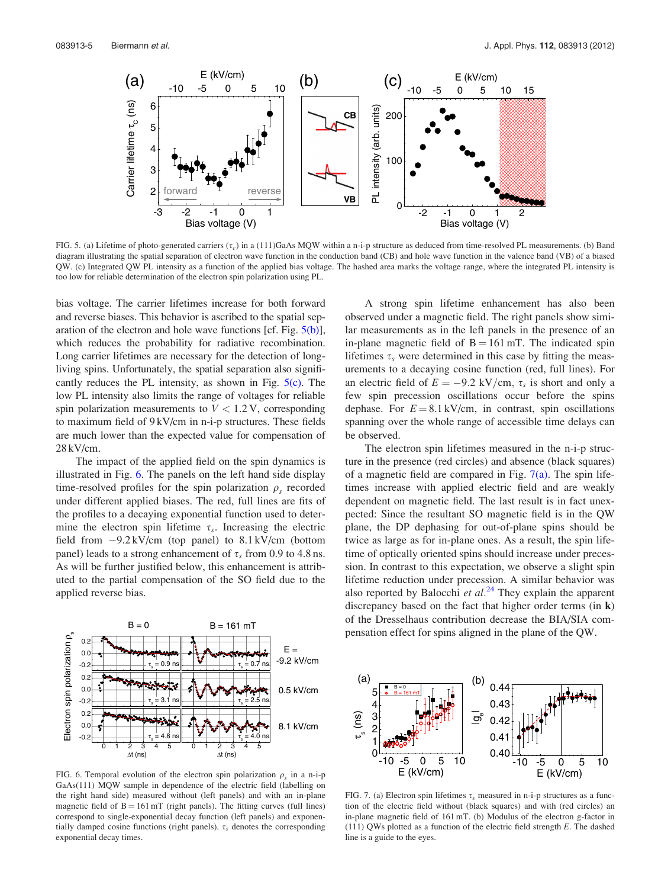FIG. 5. (a) Lifetime of photo-generated carriers ($\tau_c$) in a (111)GaAs MQW within a n-i-p structure as deduced from time-resolved PL measurements. (b) Band diagram illustrating the spatial separation of electron wave function in the conduction band (CB) and hole wave function in the valence band (VB) of a biased QW. (c) Integrated QW PL intensity as a function of the applied bias voltage. The hashed area marks the voltage range, where the integrated PL intensity is too low for reliable determination of the electron spin polarization using PL.

bias voltage. The carrier lifetimes increase for both forward and reverse biases. This behavior is ascribed to the spatial separation of the electron and hole wave functions [cf. Fig. 5(b)], which reduces the probability for radiative recombination. Long carrier lifetimes are necessary for the detection of long-living spins. Unfortunately, the spatial separation also significantly reduces the PL intensity, as shown in Fig. 5(c). The low PL intensity also limits the range of voltages for reliable spin polarization measurements to $V < 1.2$ V, corresponding to maximum field of 9 kV/cm in n-i-p structures. These fields are much lower than the expected value for compensation of 28 kV/cm.

The impact of the applied field on the spin dynamics is illustrated in Fig. 6. The panels on the left hand side display time-resolved profiles for the spin polarization $\rho_s$ recorded under different applied biases. The red, full lines are fits of the profiles to a decaying exponential function used to determine the electron spin lifetime $\tau_s$. Increasing the electric field from $-9.2$ kV/cm (top panel) to 8.1 kV/cm (bottom panel) leads to a strong enhancement of $\tau_s$ from 0.9 to 4.8 ns. As will be further justified below, this enhancement is attributed to the partial compensation of the SO field due to the applied reverse bias.

FIG. 6. Temporal evolution of the electron spin polarization $\rho_s$ in a n-i-p GaAs(111) MQW sample in dependence of the electric field (labelling on the right hand side) measured without (left panels) and with an in-plane magnetic field of B = 161 mT (right panels). The fitting curves (full lines) correspond to single-exponential decay functions (left panels) and exponentially damped cosine functions (right panels). $\tau_s$ denotes the corresponding exponential decay times.

A strong spin lifetime enhancement has also been observed under a magnetic field. The right panels show similar measurements as in the left panels in the presence of an in-plane magnetic field of B = 161 mT. The indicated spin lifetimes $\tau_s$ were determined in this case by fitting the measurements to a decaying cosine function (red, full lines). For an electric field of $E = -9.2$ kV/cm, $\tau_s$ is short and only a few spin precession oscillations occur before the spins dephase. For $E = 8.1$ kV/cm, in contrast, spin oscillations spanning over the whole range of accessible time delays can be observed.

The electron spin lifetimes measured in the n-i-p structure in the presence (red circles) and absence (black squares) of a magnetic field are compared in Fig. 7(a). The spin lifetimes increase with applied electric field and are weakly dependent on magnetic field. The last result is in fact unexpected: Since the resultant SO magnetic field is in the QW plane, the DP dephasing for out-of-plane spins should be twice as large as for in-plane ones. As a result, the spin lifetime of optically oriented spins should increase under precession. In contrast to this expectation, we observe a slight spin lifetime reduction under precession. A similar behavior was also reported by Balocchi *et al.*[24] They explain the apparent discrepancy based on the fact that higher order terms (in **k**) of the Dresselhaus contribution decrease the BIA/SIA compensation effect for spins aligned in the plane of the QW.

FIG. 7. (a) Electron spin lifetimes $\tau_s$ measured in n-i-p structures as a function of the electric field without (black squares) and with (red circles) an in-plane magnetic field of 161 mT. (b) Modulus of the electron g-factor in (111) QWs plotted as a function of the electric field strength $E$. The dashed line is a guide to the eyes.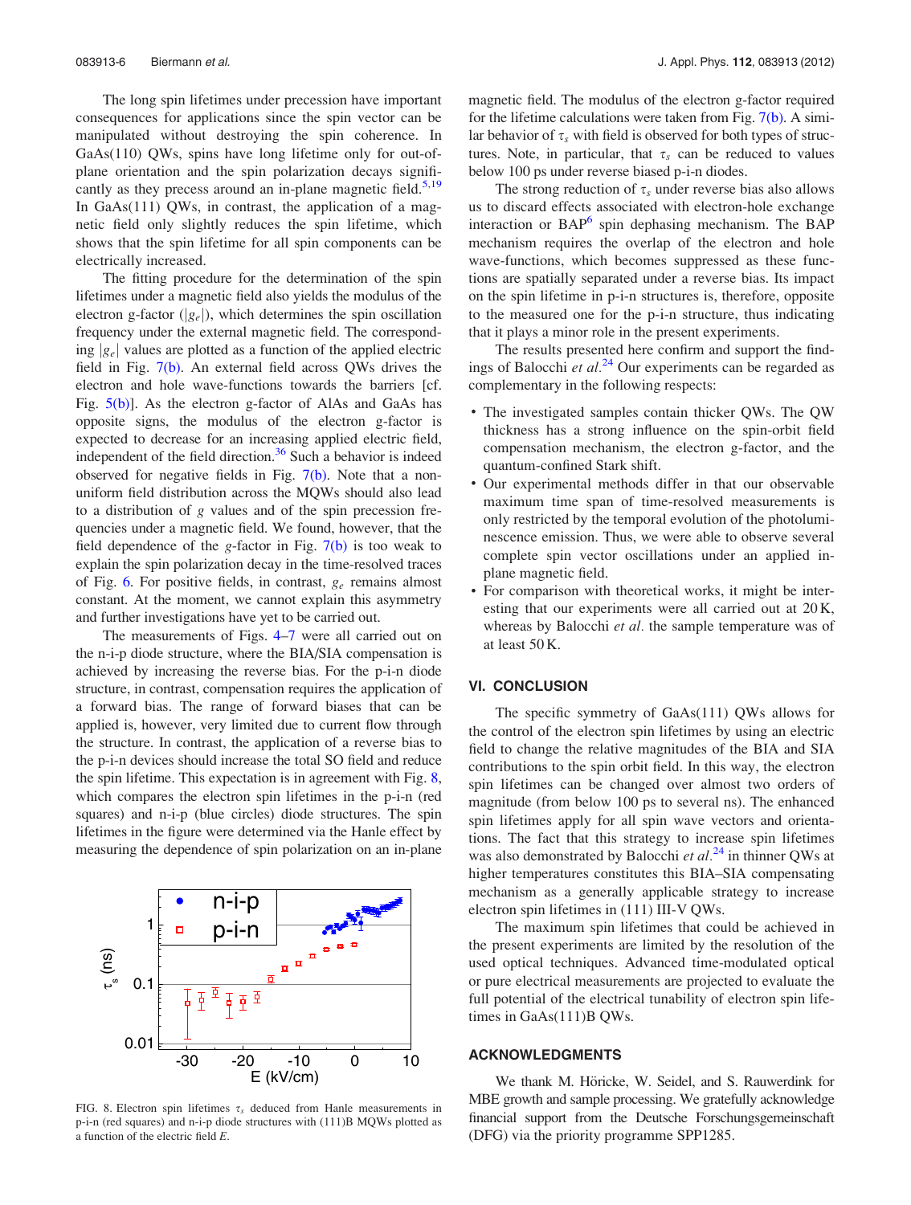The long spin lifetimes under precession have important consequences for applications since the spin vector can be manipulated without destroying the spin coherence. In GaAs(110) QWs, spins have long lifetime only for out-of-plane orientation and the spin polarization decays significantly as they precess around an in-plane magnetic field.[5,19] In GaAs(111) QWs, in contrast, the application of a magnetic field only slightly reduces the spin lifetime, which shows that the spin lifetime for all spin components can be electrically increased.

The fitting procedure for the determination of the spin lifetimes under a magnetic field also yields the modulus of the electron g-factor ($|g_e|$), which determines the spin oscillation frequency under the external magnetic field. The corresponding $|g_e|$ values are plotted as a function of the applied electric field in Fig. 7(b). An external field across QWs drives the electron and hole wave-functions towards the barriers [cf. Fig. 5(b)]. As the electron g-factor of AlAs and GaAs has opposite signs, the modulus of the electron g-factor is expected to decrease for an increasing applied electric field, independent of the field direction.[36] Such a behavior is indeed observed for negative fields in Fig. 7(b). Note that a non-uniform field distribution across the MQWs should also lead to a distribution of $g$ values and of the spin precession frequencies under a magnetic field. We found, however, that the field dependence of the $g$-factor in Fig. 7(b) is too weak to explain the spin polarization decay in the time-resolved traces of Fig. 6. For positive fields, in contrast, $g_e$ remains almost constant. At the moment, we cannot explain this asymmetry and further investigations have yet to be carried out.

The measurements of Figs. 4–7 were all carried out on the n-i-p diode structure, where the BIA/SIA compensation is achieved by increasing the reverse bias. For the p-i-n diode structure, in contrast, compensation requires the application of a forward bias. The range of forward biases that can be applied is, however, very limited due to current flow through the structure. In contrast, the application of a reverse bias to the p-i-n devices should increase the total SO field and reduce the spin lifetime. This expectation is in agreement with Fig. 8, which compares the electron spin lifetimes in the p-i-n (red squares) and n-i-p (blue circles) diode structures. The spin lifetimes in the figure were determined via the Hanle effect by measuring the dependence of spin polarization on an in-plane magnetic field. The modulus of the electron g-factor required for the lifetime calculations were taken from Fig. 7(b). A similar behavior of $\tau_s$ with field is observed for both types of structures. Note, in particular, that $\tau_s$ can be reduced to values below 100 ps under reverse biased p-i-n diodes.

FIG. 8. Electron spin lifetimes $\tau_s$ deduced from Hanle measurements in p-i-n (red squares) and n-i-p (blue circles) diode structures with (111)B MQWs plotted as a function of the electric field $E$.

The strong reduction of $\tau_s$ under reverse bias also allows us to discard effects associated with electron-hole exchange interaction or BAP[6] spin dephasing mechanism. The BAP mechanism requires the overlap of the electron and hole wave-functions, which becomes suppressed as these functions are spatially separated under a reverse bias. Its impact on the spin lifetime in p-i-n structures is, therefore, opposite to the measured one for the p-i-n structure, thus indicating that it plays a minor role in the present experiments.

The results presented here confirm and support the findings of Balocchi *et al.*[24] Our experiments can be regarded as complementary in the following respects:

- The investigated samples contain thicker QWs. The QW thickness has a strong influence on the spin-orbit field compensation mechanism, the electron g-factor, and the quantum-confined Stark shift.
- Our experimental methods differ in that our observable maximum time span of time-resolved measurements is only restricted by the temporal evolution of the photoluminescence emission. Thus, we were able to observe several complete spin vector oscillations under an applied in-plane magnetic field.
- For comparison with theoretical works, it might be interesting that our experiments were all carried out at 20 K, whereas by Balocchi *et al.* the sample temperature was of at least 50 K.

## VI. CONCLUSION

The specific symmetry of GaAs(111) QWs allows for the control of the electron spin lifetimes by using an electric field to change the relative magnitudes of the BIA and SIA contributions to the spin orbit field. In this way, the electron spin lifetimes can be changed over almost two orders of magnitude (from below 100 ps to several ns). The enhanced spin lifetimes apply for all spin wave vectors and orientations. The fact that this strategy to increase spin lifetimes was also demonstrated by Balocchi *et al.*[24] in thinner QWs at higher temperatures constitutes this BIA–SIA compensating mechanism as a generally applicable strategy to increase electron spin lifetimes in (111) III-V QWs.

The maximum spin lifetimes that could be achieved in the present experiments are limited by the resolution of the used optical techniques. Advanced time-modulated optical or pure electrical measurements are projected to evaluate the full potential of the electrical tunability of electron spin lifetimes in GaAs(111)B QWs.

## ACKNOWLEDGMENTS

We thank M. Höricke, W. Seidel, and S. Rauwerdink for MBE growth and sample processing. We gratefully acknowledge financial support from the Deutsche Forschungsgemeinschaft (DFG) via the priority programme SPP1285.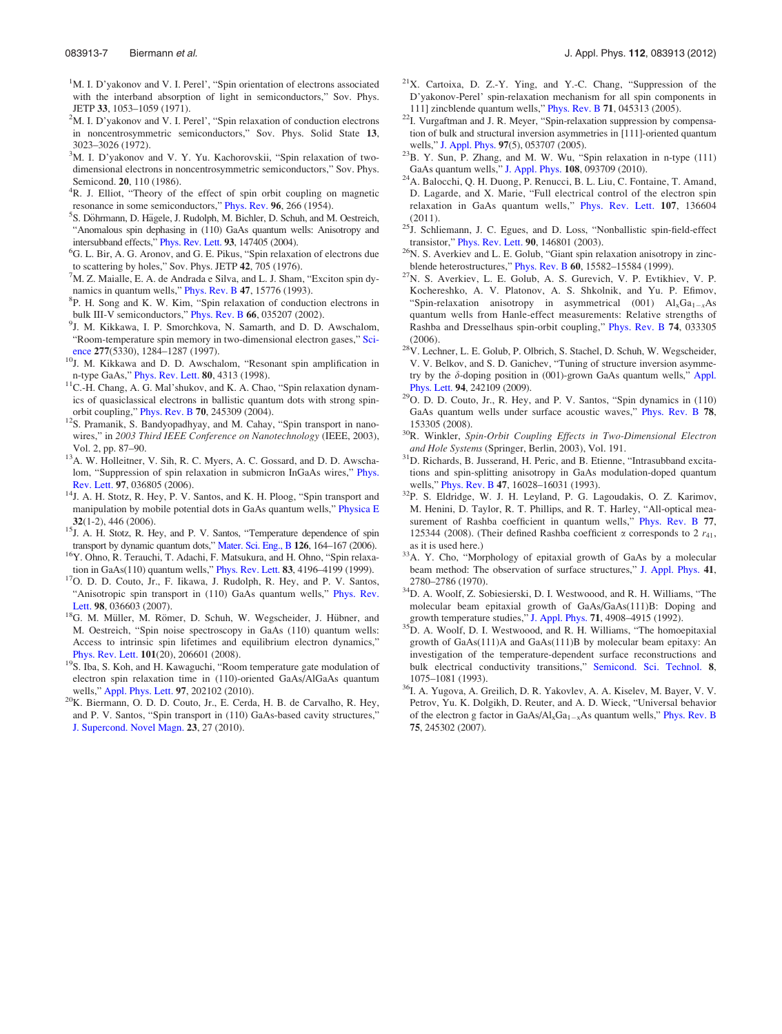[1] M. I. D'yakonov and V. I. Perel', "Spin orientation of electrons associated with the interband absorption of light in semiconductors," Sov. Phys. JETP **33**, 1053–1059 (1971).

[2] M. I. D'yakonov and V. I. Perel', "Spin relaxation of conduction electrons in noncentrosymmetric semiconductors," Sov. Phys. Solid State **13**, 3023–3026 (1972).

[3] M. I. D'yakonov and V. Y. Yu. Kachorovskii, "Spin relaxation of two-dimensional electrons in noncentrosymmetric semiconductors," Sov. Phys. Semicond. **20**, 110 (1986).

[4] R. J. Elliot, "Theory of the effect of spin orbit coupling on magnetic resonance in some semiconductors," Phys. Rev. **96**, 266 (1954).

[5] S. Döhrmann, D. Hägele, J. Rudolph, M. Bichler, D. Schuh, and M. Oestreich, "Anomalous spin dephasing in (110) GaAs quantum wells: Anisotropy and intersubband effects," Phys. Rev. Lett. **93**, 147405 (2004).

[6] G. L. Bir, A. G. Aronov, and G. E. Pikus, "Spin relaxation of electrons due to scattering by holes," Sov. Phys. JETP **42**, 705 (1976).

[7] M. Z. Maialle, E. A. de Andrada e Silva, and L. J. Sham, "Exciton spin dynamics in quantum wells," Phys. Rev. B **47**, 15776 (1993).

[8] P. H. Song and K. W. Kim, "Spin relaxation of conduction electrons in bulk III-V semiconductors," Phys. Rev. B **66**, 035207 (2002).

[9] J. M. Kikkawa, I. P. Smorchkova, N. Samarth, and D. D. Awschalom, "Room-temperature spin memory in two-dimensional electron gases," Science **277**(5330), 1284–1287 (1997).

[10] J. M. Kikkawa and D. D. Awschalom, "Resonant spin amplification in n-type GaAs," Phys. Rev. Lett. **80**, 4313 (1998).

[11] C.-H. Chang, A. G. Mal'shukov, and K. A. Chao, "Spin relaxation dynamics of quasiclassical electrons in ballistic quantum dots with strong spin-orbit coupling," Phys. Rev. B **70**, 245309 (2004).

[12] S. Pramanik, S. Bandyopadhyay, and M. Cahay, "Spin transport in nanowires," in *2003 Third IEEE Conference on Nanotechnology* (IEEE, 2003), Vol. 2, pp. 87–90.

[13] A. W. Holleitner, V. Sih, R. C. Myers, A. C. Gossard, and D. D. Awschalom, "Suppression of spin relaxation in submicron InGaAs wires," Phys. Rev. Lett. **97**, 036805 (2006).

[14] J. A. H. Stotz, R. Hey, P. V. Santos, and K. H. Ploog, "Spin transport and manipulation by mobile potential dots in GaAs quantum wells," Physica E **32**(1-2), 446 (2006).

[15] J. A. H. Stotz, R. Hey, and P. V. Santos, "Temperature dependence of spin transport by dynamic quantum dots," Mater. Sci. Eng., B **126**, 164–167 (2006).

[16] Y. Ohno, R. Terauchi, T. Adachi, F. Matsukura, and H. Ohno, "Spin relaxation in GaAs(110) quantum wells," Phys. Rev. Lett. **83**, 4196–4199 (1999).

[17] O. D. D. Couto, Jr., F. Iikawa, J. Rudolph, R. Hey, and P. V. Santos, "Anisotropic spin transport in (110) GaAs quantum wells," Phys. Rev. Lett. **98**, 036603 (2007).

[18] G. M. Müller, M. Römer, D. Schuh, W. Wegscheider, J. Hübner, and M. Oestreich, "Spin noise spectroscopy in GaAs (110) quantum wells: Access to intrinsic spin lifetimes and equilibrium electron dynamics," Phys. Rev. Lett. **101**(20), 206601 (2008).

[19] S. Iba, S. Koh, and H. Kawaguchi, "Room temperature gate modulation of electron spin relaxation time in (110)-oriented GaAs/AlGaAs quantum wells," Appl. Phys. Lett. **97**, 202102 (2010).

[20] K. Biermann, O. D. D. Couto, Jr., E. Cerda, H. B. de Carvalho, R. Hey, and P. V. Santos, "Spin transport in (110) GaAs-based cavity structures," J. Supercond. Novel Magn. **23**, 27 (2010).

[21] X. Cartoixa, D. Z.-Y. Ying, and Y.-C. Chang, "Suppression of the D'yakonov-Perel' spin-relaxation mechanism for all spin components in 111] zincblende quantum wells," Phys. Rev. B **71**, 045313 (2005).

[22] I. Vurgaftman and J. R. Meyer, "Spin-relaxation suppression by compensation of bulk and structural inversion asymmetries in [111]-oriented quantum wells," J. Appl. Phys. **97**(5), 053707 (2005).

[23] B. Y. Sun, P. Zhang, and M. W. Wu, "Spin relaxation in n-type (111) GaAs quantum wells," J. Appl. Phys. **108**, 093709 (2010).

[24] A. Balocchi, Q. H. Duong, P. Renucci, B. L. Liu, C. Fontaine, T. Amand, D. Lagarde, and X. Marie, "Full electrical control of the electron spin relaxation in GaAs quantum wells," Phys. Rev. Lett. **107**, 136604 (2011).

[25] J. Schliemann, J. C. Egues, and D. Loss, "Nonballistic spin-field-effect transistor," Phys. Rev. Lett. **90**, 146801 (2003).

[26] N. S. Averkiev and L. E. Golub, "Giant spin relaxation anisotropy in zinc-blende heterostructures," Phys. Rev. B **60**, 15582–15584 (1999).

[27] N. S. Averkiev, L. E. Golub, A. S. Gurevich, V. P. Evtikhiev, V. P. Kochereshko, A. V. Platonov, A. S. Shkolnik, and Yu. P. Efimov, "Spin-relaxation anisotropy in asymmetrical (001) $Al_xGa_{1-x}As$ quantum wells from Hanle-effect measurements: Relative strengths of Rashba and Dresselhaus spin-orbit coupling," Phys. Rev. B **74**, 033305 (2006).

[28] V. Lechner, L. E. Golub, P. Olbrich, S. Stachel, D. Schuh, W. Wegscheider, V. V. Belkov, and S. D. Ganichev, "Tuning of structure inversion asymmetry by the $\delta$-doping position in (001)-grown GaAs quantum wells," Appl. Phys. Lett. **94**, 242109 (2009).

[29] O. D. D. Couto, Jr., R. Hey, and P. V. Santos, "Spin dynamics in (110) GaAs quantum wells under surface acoustic waves," Phys. Rev. B **78**, 153305 (2008).

[30] R. Winkler, *Spin-Orbit Coupling Effects in Two-Dimensional Electron and Hole Systems* (Springer, Berlin, 2003), Vol. 191.

[31] D. Richards, B. Jusserand, H. Peric, and B. Etienne, "Intrasubband excitations and spin-splitting anisotropy in GaAs modulation-doped quantum wells," Phys. Rev. B **47**, 16028–16031 (1993).

[32] P. S. Eldridge, W. J. H. Leyland, P. G. Lagoudakis, O. Z. Karimov, M. Henini, D. Taylor, R. T. Phillips, and R. T. Harley, "All-optical measurement of Rashba coefficient in quantum wells," Phys. Rev. B **77**, 125344 (2008). (Their defined Rashba coefficient $\alpha$ corresponds to 2 $r_{41}$, as it is used here.)

[33] A. Y. Cho, "Morphology of epitaxial growth of GaAs by a molecular beam method: The observation of surface structures," J. Appl. Phys. **41**, 2780–2786 (1970).

[34] D. A. Woolf, Z. Sobiesierski, D. I. Westwoood, and R. H. Williams, "The molecular beam epitaxial growth of GaAs/GaAs(111)B: Doping and growth temperature studies," J. Appl. Phys. **71**, 4908–4915 (1992).

[35] D. A. Woolf, D. I. Westwoood, and R. H. Williams, "The homoepitaxial growth of GaAs(111)A and GaAs(111)B by molecular beam epitaxy: An investigation of the temperature-dependent surface reconstructions and bulk electrical conductivity transitions," Semicond. Sci. Technol. **8**, 1075–1081 (1993).

[36] I. A. Yugova, A. Greilich, D. R. Yakovlev, A. A. Kiselev, M. Bayer, V. V. Petrov, Yu. K. Dolgikh, D. Reuter, and A. D. Wieck, "Universal behavior of the electron g factor in $GaAs/Al_xGa_{1-x}As$ quantum wells," Phys. Rev. B **75**, 245302 (2007).